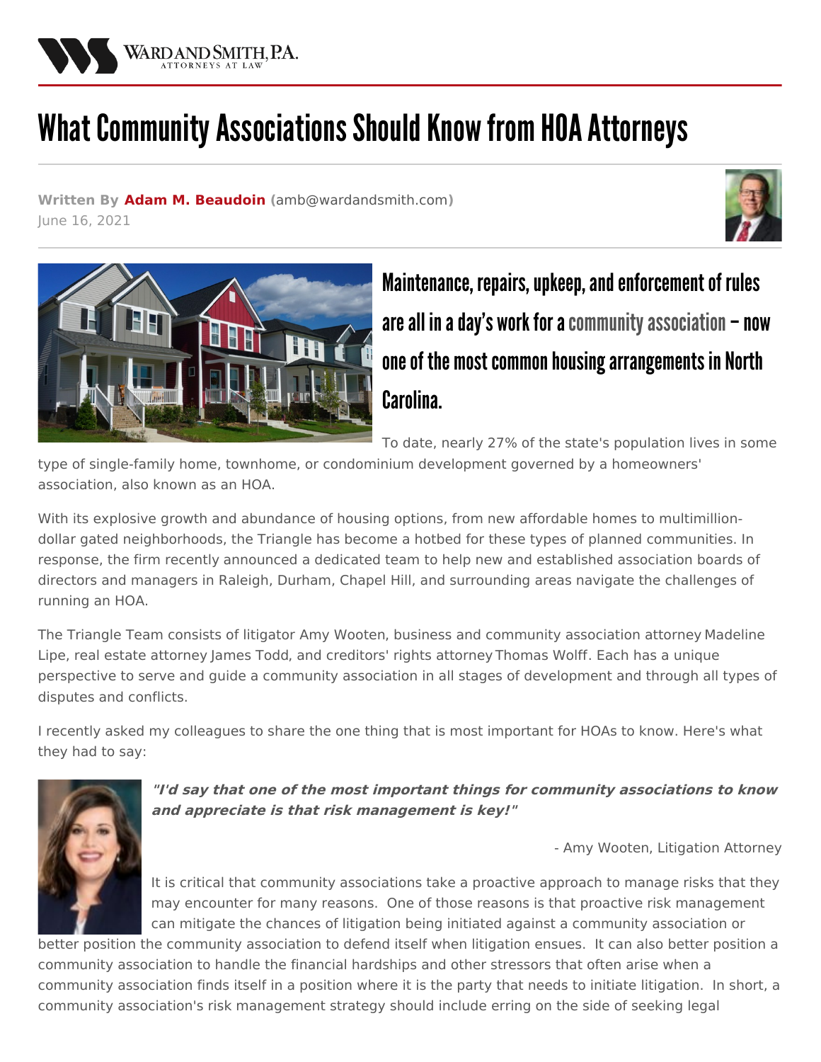# What Community Associations Should Know from HOA Attorneys

**Written By Adam M. Beaudoin (amb@wardandsmith.com)**
June 16, 2021

## Maintenance, repairs, upkeep, and enforcement of rules are all in a day's work for a community association – now one of the most common housing arrangements in North Carolina.

To date, nearly 27% of the state's population lives in some type of single-family home, townhome, or condominium development governed by a homeowners' association, also known as an HOA.

With its explosive growth and abundance of housing options, from new affordable homes to multimillion-dollar gated neighborhoods, the Triangle has become a hotbed for these types of planned communities. In response, the firm recently announced a dedicated team to help new and established association boards of directors and managers in Raleigh, Durham, Chapel Hill, and surrounding areas navigate the challenges of running an HOA.

The Triangle Team consists of litigator Amy Wooten, business and community association attorney Madeline Lipe, real estate attorney James Todd, and creditors' rights attorney Thomas Wolff. Each has a unique perspective to serve and guide a community association in all stages of development and through all types of disputes and conflicts.

I recently asked my colleagues to share the one thing that is most important for HOAs to know. Here's what they had to say:

***"I'd say that one of the most important things for community associations to know and appreciate is that risk management is key!"***

- Amy Wooten, Litigation Attorney

It is critical that community associations take a proactive approach to manage risks that they may encounter for many reasons. One of those reasons is that proactive risk management can mitigate the chances of litigation being initiated against a community association or better position the community association to defend itself when litigation ensues. It can also better position a community association to handle the financial hardships and other stressors that often arise when a community association finds itself in a position where it is the party that needs to initiate litigation. In short, a community association's risk management strategy should include erring on the side of seeking legal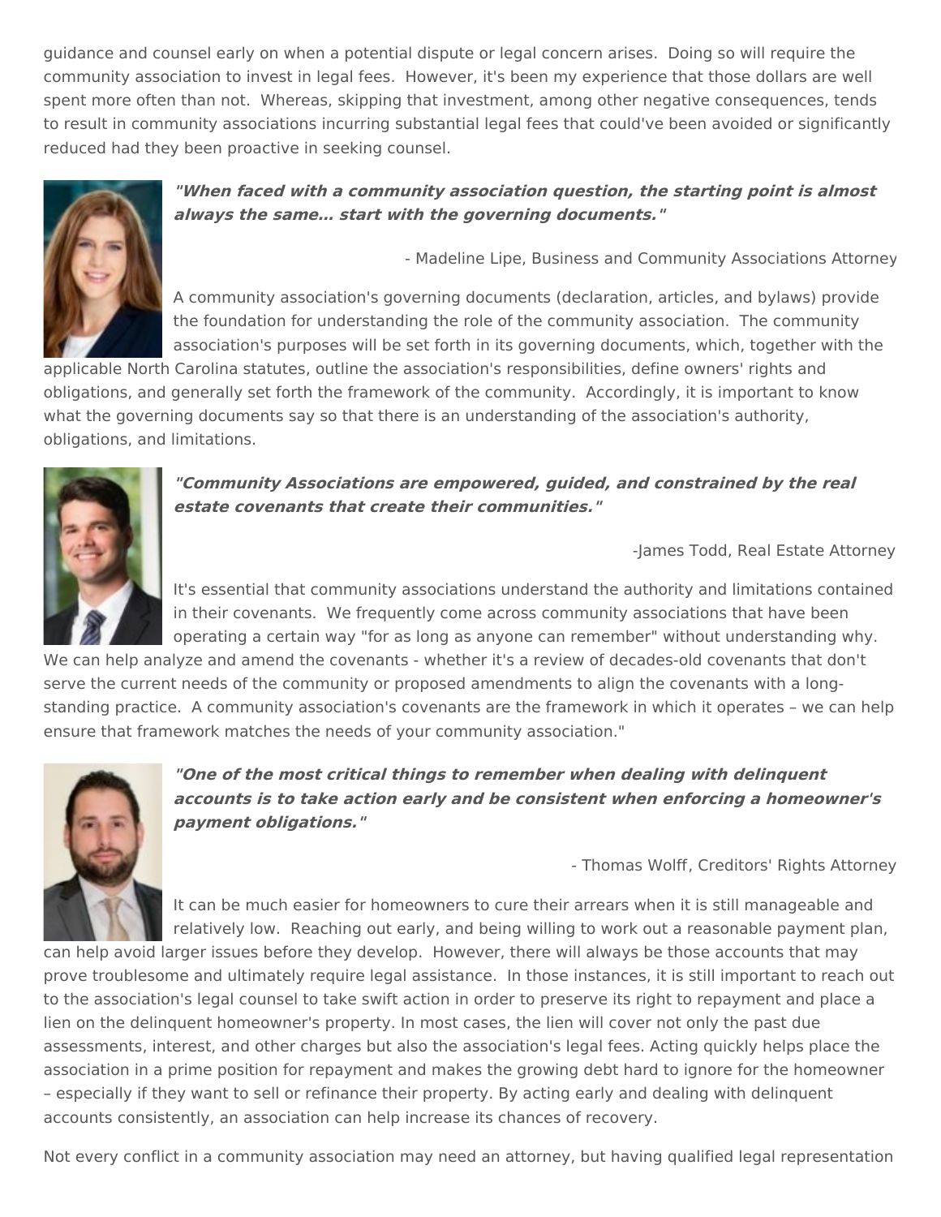guidance and counsel early on when a potential dispute or legal concern arises. Doing so will require the community association to invest in legal fees. However, it's been my experience that those dollars are well spent more often than not. Whereas, skipping that investment, among other negative consequences, tends to result in community associations incurring substantial legal fees that could've been avoided or significantly reduced had they been proactive in seeking counsel.

***"When faced with a community association question, the starting point is almost always the same... start with the governing documents."***

- Madeline Lipe, Business and Community Associations Attorney

A community association's governing documents (declaration, articles, and bylaws) provide the foundation for understanding the role of the community association. The community association's purposes will be set forth in its governing documents, which, together with the applicable North Carolina statutes, outline the association's responsibilities, define owners' rights and obligations, and generally set forth the framework of the community. Accordingly, it is important to know what the governing documents say so that there is an understanding of the association's authority, obligations, and limitations.

***"Community Associations are empowered, guided, and constrained by the real estate covenants that create their communities."***

-James Todd, Real Estate Attorney

It's essential that community associations understand the authority and limitations contained in their covenants. We frequently come across community associations that have been operating a certain way "for as long as anyone can remember" without understanding why. We can help analyze and amend the covenants - whether it's a review of decades-old covenants that don't serve the current needs of the community or proposed amendments to align the covenants with a long-standing practice. A community association's covenants are the framework in which it operates – we can help ensure that framework matches the needs of your community association."

***"One of the most critical things to remember when dealing with delinquent accounts is to take action early and be consistent when enforcing a homeowner's payment obligations."***

- Thomas Wolff, Creditors' Rights Attorney

It can be much easier for homeowners to cure their arrears when it is still manageable and relatively low. Reaching out early, and being willing to work out a reasonable payment plan, can help avoid larger issues before they develop. However, there will always be those accounts that may prove troublesome and ultimately require legal assistance. In those instances, it is still important to reach out to the association's legal counsel to take swift action in order to preserve its right to repayment and place a lien on the delinquent homeowner's property. In most cases, the lien will cover not only the past due assessments, interest, and other charges but also the association's legal fees. Acting quickly helps place the association in a prime position for repayment and makes the growing debt hard to ignore for the homeowner – especially if they want to sell or refinance their property. By acting early and dealing with delinquent accounts consistently, an association can help increase its chances of recovery.

Not every conflict in a community association may need an attorney, but having qualified legal representation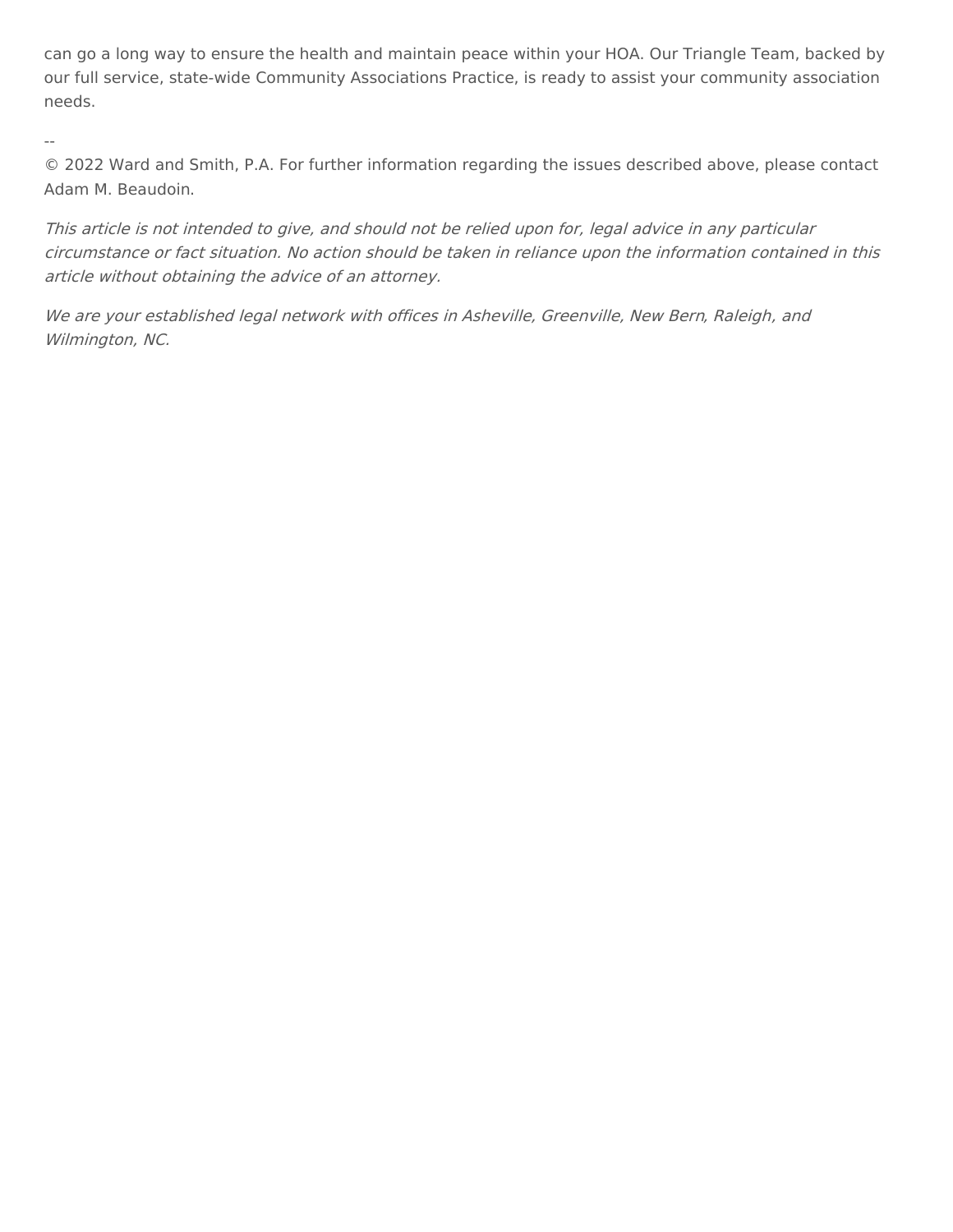can go a long way to ensure the health and maintain peace within your HOA. Our Triangle Team, backed by our full service, state-wide Community Associations Practice, is ready to assist your community association needs.

--

© 2022 Ward and Smith, P.A. For further information regarding the issues described above, please contact Adam M. Beaudoin.

*This article is not intended to give, and should not be relied upon for, legal advice in any particular circumstance or fact situation. No action should be taken in reliance upon the information contained in this article without obtaining the advice of an attorney.*

*We are your established legal network with offices in Asheville, Greenville, New Bern, Raleigh, and Wilmington, NC.*